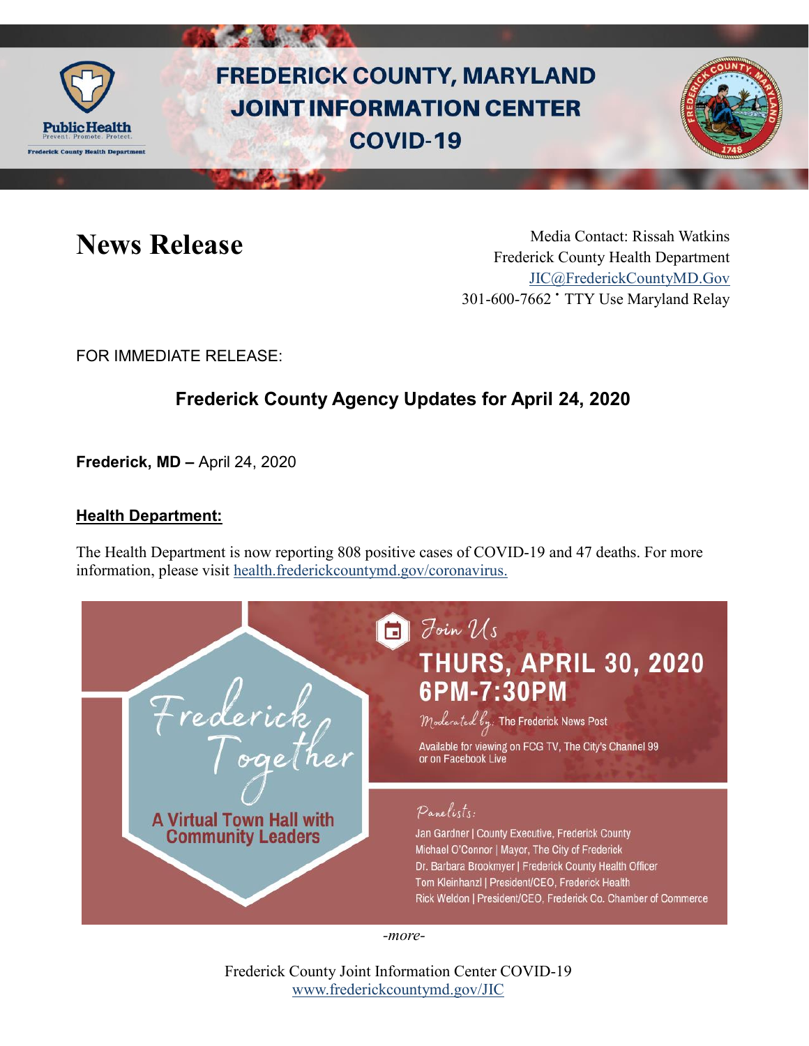# FREDERICK COUNTY, MARYLAND JOINT INFORMATION CENTER COVID-19

## News Release

Media Contact: Rissah Watkins
Frederick County Health Department
JIC@FrederickCountyMD.Gov
301-600-7662 • TTY Use Maryland Relay

FOR IMMEDIATE RELEASE:

## Frederick County Agency Updates for April 24, 2020

**Frederick, MD –** April 24, 2020

### Health Department:

The Health Department is now reporting 808 positive cases of COVID-19 and 47 deaths. For more information, please visit health.frederickcountymd.gov/coronavirus.

**Frederick Together**

**A Virtual Town Hall with Community Leaders**

Join Us

**THURS, APRIL 30, 2020**
**6PM-7:30PM**

Moderated by: The Frederick News Post

Available for viewing on FCG TV, The City's Channel 99 or on Facebook Live

Panelists:

- Jan Gardner | County Executive, Frederick County
- Michael O'Connor | Mayor, The City of Frederick
- Dr. Barbara Brookmyer | Frederick County Health Officer
- Tom Kleinhanzl | President/CEO, Frederick Health
- Rick Weldon | President/CEO, Frederick Co. Chamber of Commerce

*-more-*

Frederick County Joint Information Center COVID-19
www.frederickcountymd.gov/JIC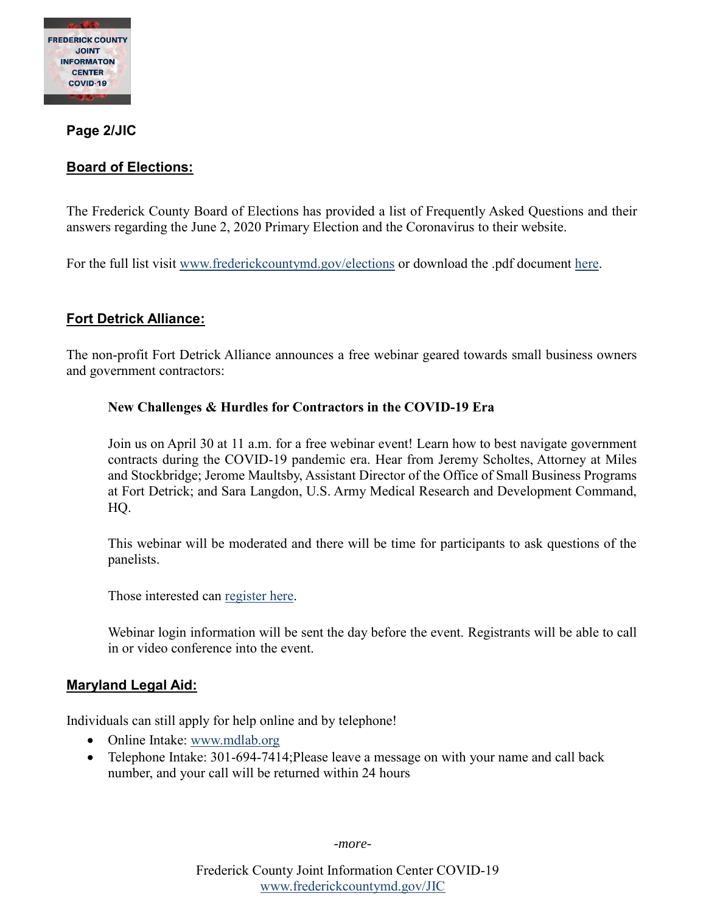**Page 2/JIC**

## Board of Elections:

The Frederick County Board of Elections has provided a list of Frequently Asked Questions and their answers regarding the June 2, 2020 Primary Election and the Coronavirus to their website.

For the full list visit www.frederickcountymd.gov/elections or download the .pdf document here.

## Fort Detrick Alliance:

The non-profit Fort Detrick Alliance announces a free webinar geared towards small business owners and government contractors:

> **New Challenges & Hurdles for Contractors in the COVID-19 Era**
>
> Join us on April 30 at 11 a.m. for a free webinar event! Learn how to best navigate government contracts during the COVID-19 pandemic era. Hear from Jeremy Scholtes, Attorney at Miles and Stockbridge; Jerome Maultsby, Assistant Director of the Office of Small Business Programs at Fort Detrick; and Sara Langdon, U.S. Army Medical Research and Development Command, HQ.
>
> This webinar will be moderated and there will be time for participants to ask questions of the panelists.
>
> Those interested can register here.
>
> Webinar login information will be sent the day before the event. Registrants will be able to call in or video conference into the event.

## Maryland Legal Aid:

Individuals can still apply for help online and by telephone!

- Online Intake: www.mdlab.org
- Telephone Intake: 301-694-7414;Please leave a message on with your name and call back number, and your call will be returned within 24 hours

*-more-*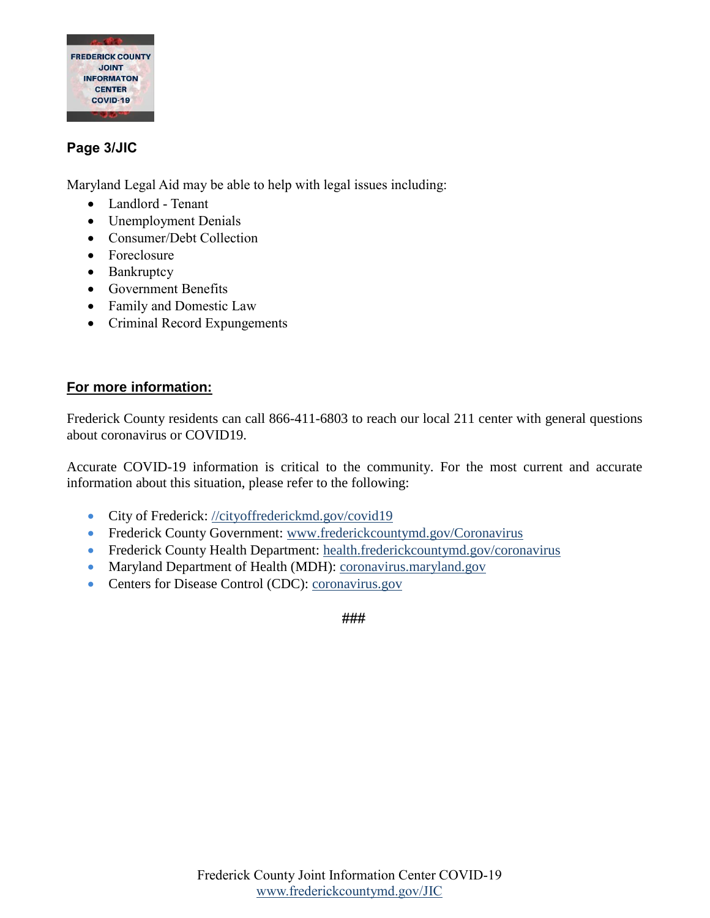**Page 3/JIC**

Maryland Legal Aid may be able to help with legal issues including:

- Landlord - Tenant
- Unemployment Denials
- Consumer/Debt Collection
- Foreclosure
- Bankruptcy
- Government Benefits
- Family and Domestic Law
- Criminal Record Expungements

## For more information:

Frederick County residents can call 866-411-6803 to reach our local 211 center with general questions about coronavirus or COVID19.

Accurate COVID-19 information is critical to the community. For the most current and accurate information about this situation, please refer to the following:

- City of Frederick: //cityoffrederickmd.gov/covid19
- Frederick County Government: www.frederickcountymd.gov/Coronavirus
- Frederick County Health Department: health.frederickcountymd.gov/coronavirus
- Maryland Department of Health (MDH): coronavirus.maryland.gov
- Centers for Disease Control (CDC): coronavirus.gov

###